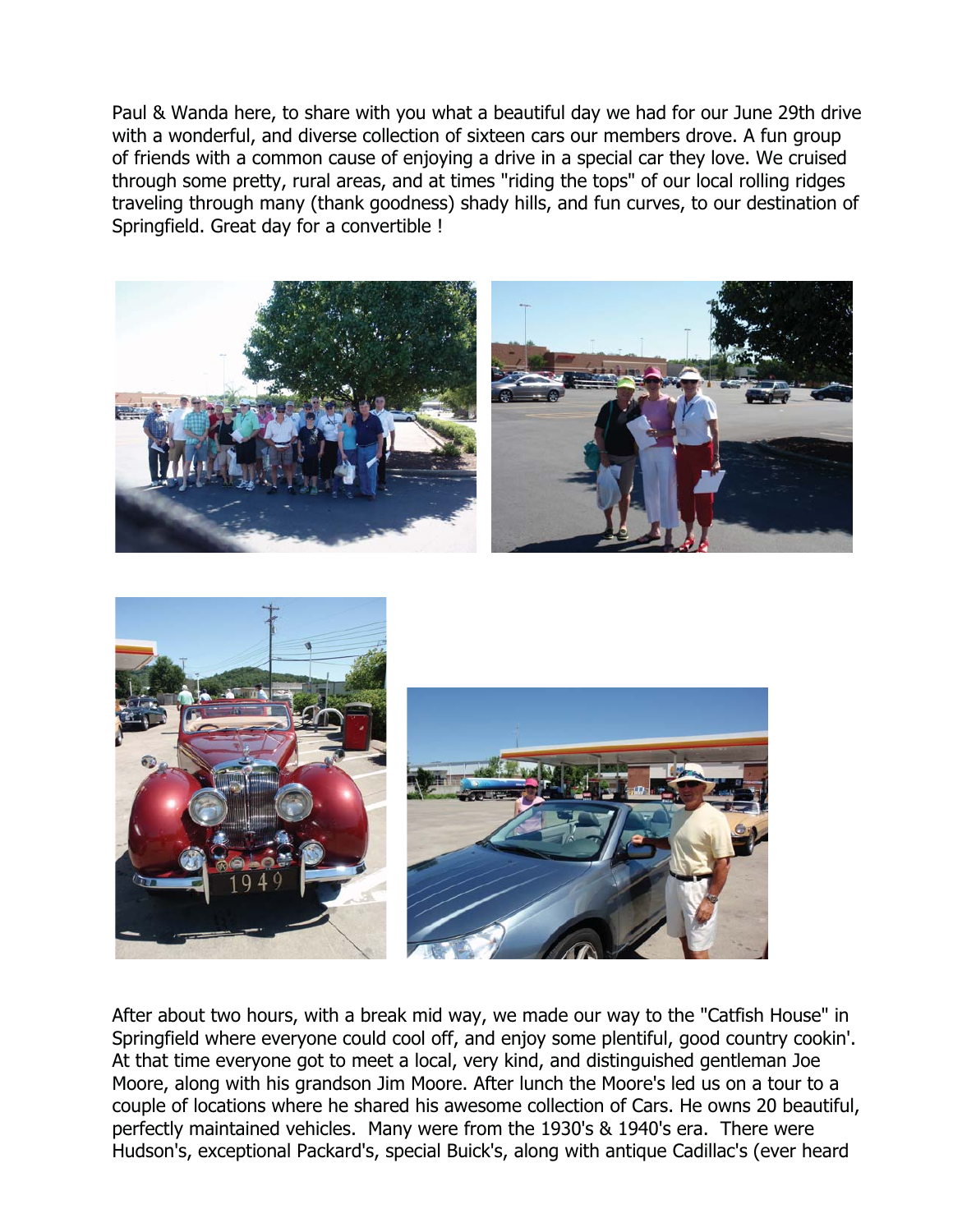Paul & Wanda here, to share with you what a beautiful day we had for our June 29th drive with a wonderful, and diverse collection of sixteen cars our members drove. A fun group of friends with a common cause of enjoying a drive in a special car they love. We cruised through some pretty, rural areas, and at times "riding the tops" of our local rolling ridges traveling through many (thank goodness) shady hills, and fun curves, to our destination of Springfield. Great day for a convertible !

After about two hours, with a break mid way, we made our way to the "Catfish House" in Springfield where everyone could cool off, and enjoy some plentiful, good country cookin'. At that time everyone got to meet a local, very kind, and distinguished gentleman Joe Moore, along with his grandson Jim Moore. After lunch the Moore's led us on a tour to a couple of locations where he shared his awesome collection of Cars. He owns 20 beautiful, perfectly maintained vehicles. Many were from the 1930's & 1940's era. There were Hudson's, exceptional Packard's, special Buick's, along with antique Cadillac's (ever heard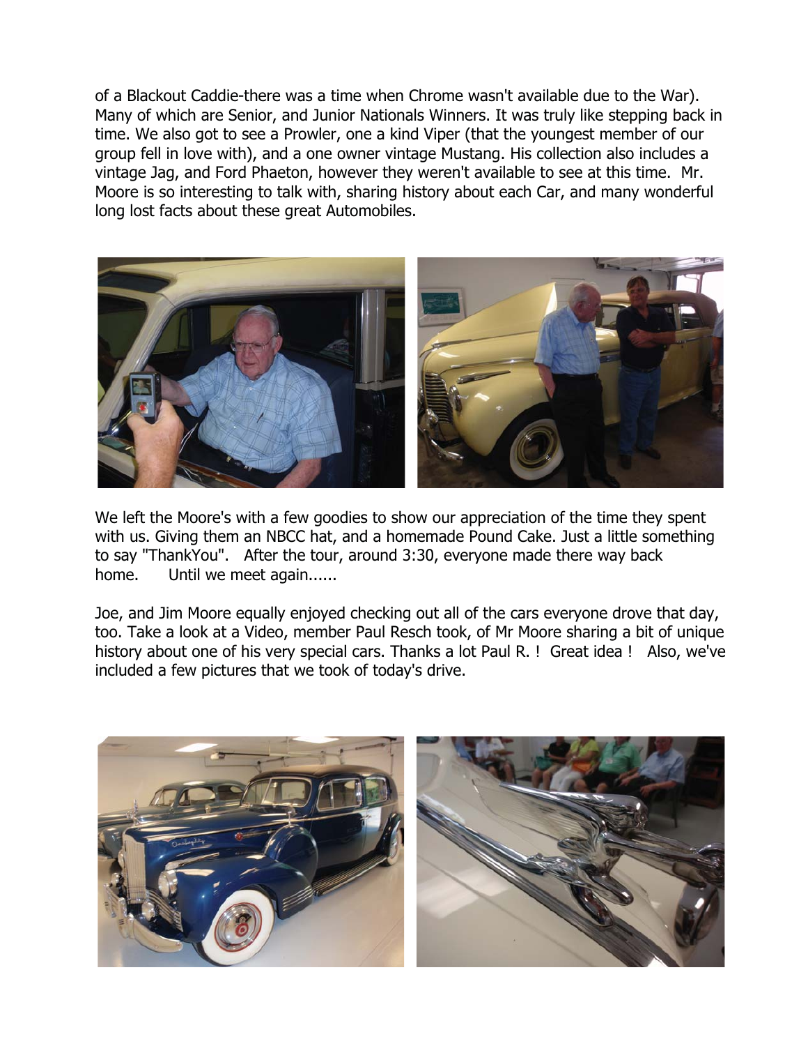of a Blackout Caddie-there was a time when Chrome wasn't available due to the War). Many of which are Senior, and Junior Nationals Winners. It was truly like stepping back in time. We also got to see a Prowler, one a kind Viper (that the youngest member of our group fell in love with), and a one owner vintage Mustang. His collection also includes a vintage Jag, and Ford Phaeton, however they weren't available to see at this time. Mr. Moore is so interesting to talk with, sharing history about each Car, and many wonderful long lost facts about these great Automobiles.

We left the Moore's with a few goodies to show our appreciation of the time they spent with us. Giving them an NBCC hat, and a homemade Pound Cake. Just a little something to say "ThankYou". After the tour, around 3:30, everyone made there way back home. Until we meet again......

Joe, and Jim Moore equally enjoyed checking out all of the cars everyone drove that day, too. Take a look at a Video, member Paul Resch took, of Mr Moore sharing a bit of unique history about one of his very special cars. Thanks a lot Paul R. ! Great idea ! Also, we've included a few pictures that we took of today's drive.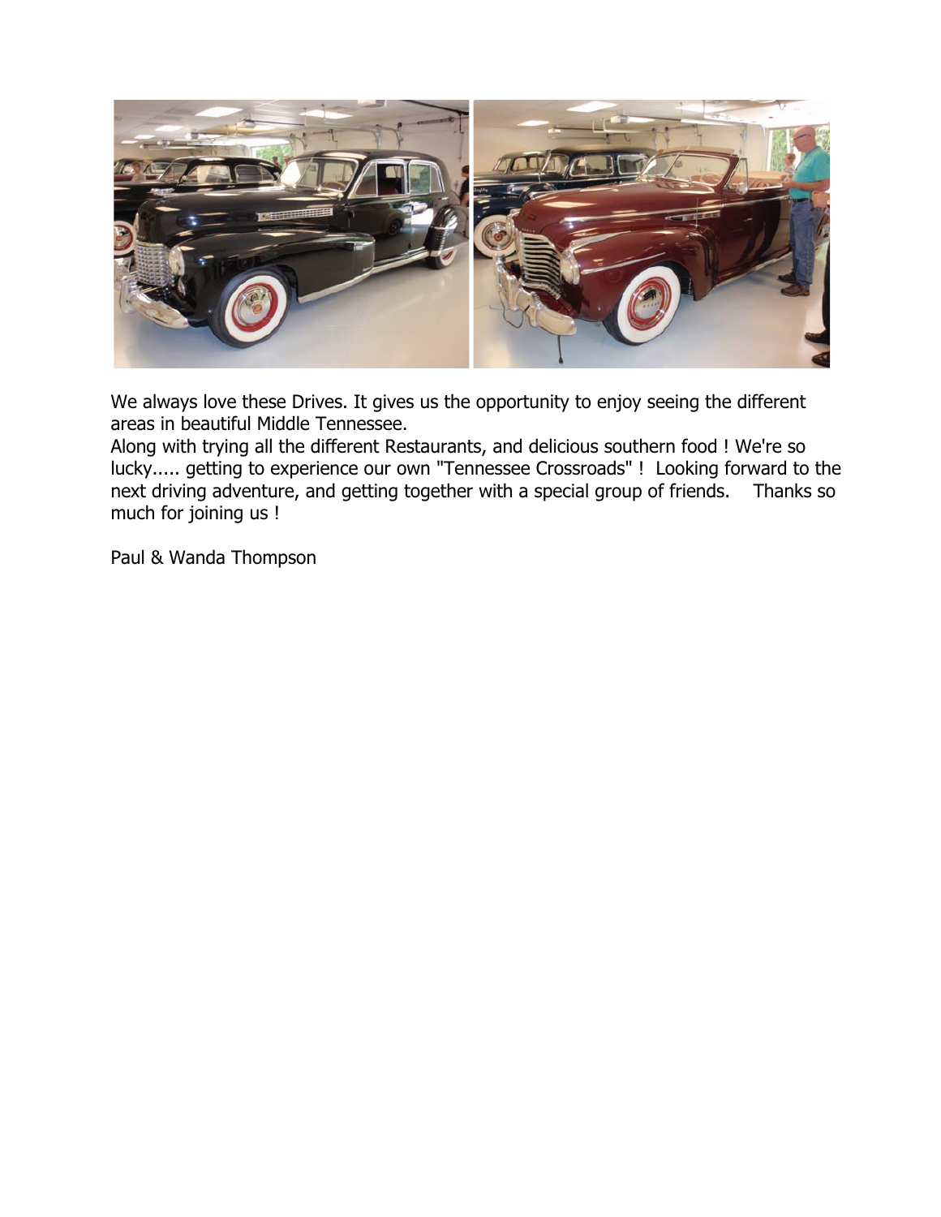We always love these Drives. It gives us the opportunity to enjoy seeing the different areas in beautiful Middle Tennessee.
Along with trying all the different Restaurants, and delicious southern food ! We're so lucky..... getting to experience our own "Tennessee Crossroads" ! Looking forward to the next driving adventure, and getting together with a special group of friends. Thanks so much for joining us !

Paul & Wanda Thompson